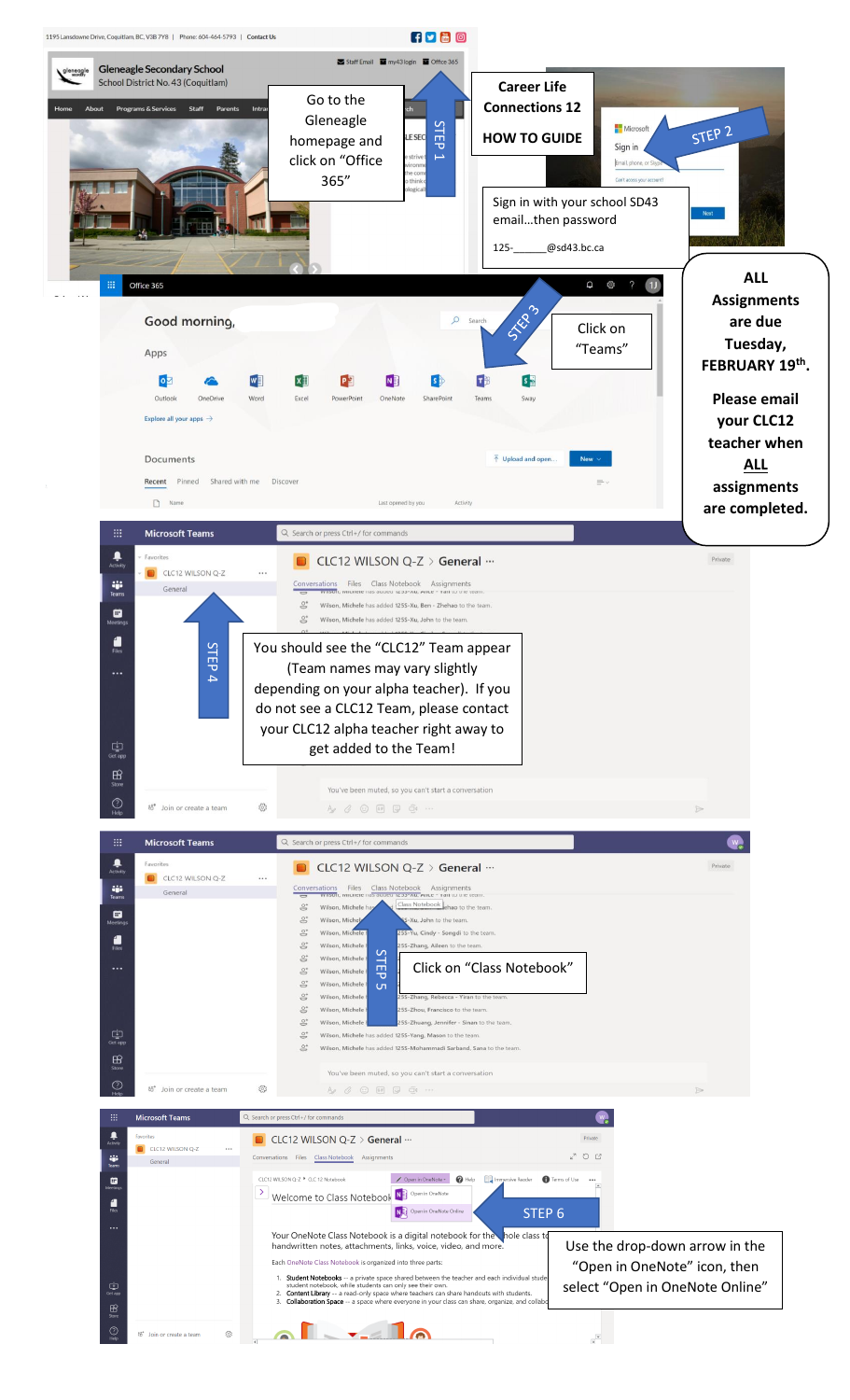# Career Life Connections 12

## HOW TO GUIDE

**STEP 1**

Go to the Gleneagle homepage and click on "Office 365"

**STEP 2**

Sign in with your school SD43 email…then password

125-______@sd43.bc.ca

**STEP 3**

Click on "Teams"

**ALL Assignments are due Tuesday, FEBRUARY 19th.**

**Please email your CLC12 teacher when ALL assignments are completed.**

**STEP 4**

You should see the "CLC12" Team appear (Team names may vary slightly depending on your alpha teacher). If you do not see a CLC12 Team, please contact your CLC12 alpha teacher right away to get added to the Team!

**STEP 5**

Click on "Class Notebook"

**STEP 6**

Use the drop-down arrow in the "Open in OneNote" icon, then select "Open in OneNote Online"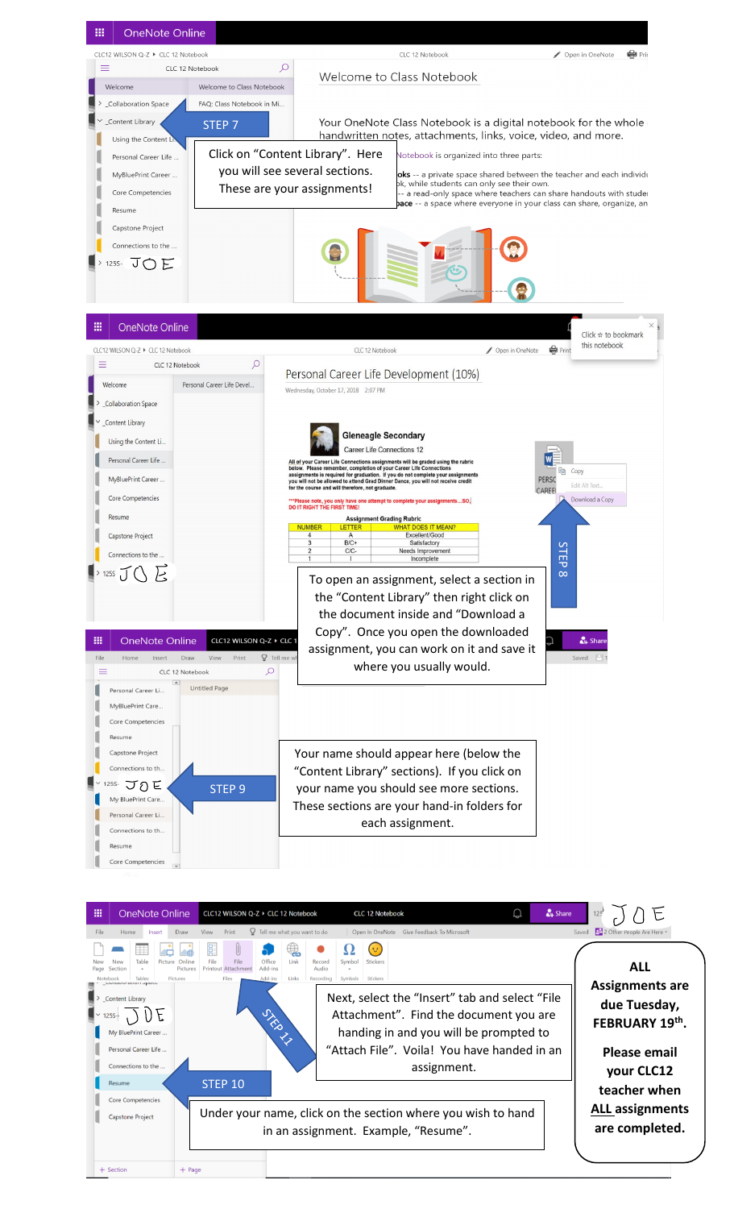STEP 7

Click on "Content Library". Here you will see several sections. These are your assignments!

STEP 8

To open an assignment, select a section in the "Content Library" then right click on the document inside and "Download a Copy". Once you open the downloaded assignment, you can work on it and save it where you usually would.

STEP 9

Your name should appear here (below the "Content Library" sections). If you click on your name you should see more sections. These sections are your hand-in folders for each assignment.

STEP 11

Next, select the "Insert" tab and select "File Attachment". Find the document you are handing in and you will be prompted to "Attach File". Voila! You have handed in an assignment.

STEP 10

Under your name, click on the section where you wish to hand in an assignment. Example, "Resume".

**ALL Assignments are due Tuesday, FEBRUARY 19th.**

**Please email your CLC12 teacher when ALL assignments are completed.**